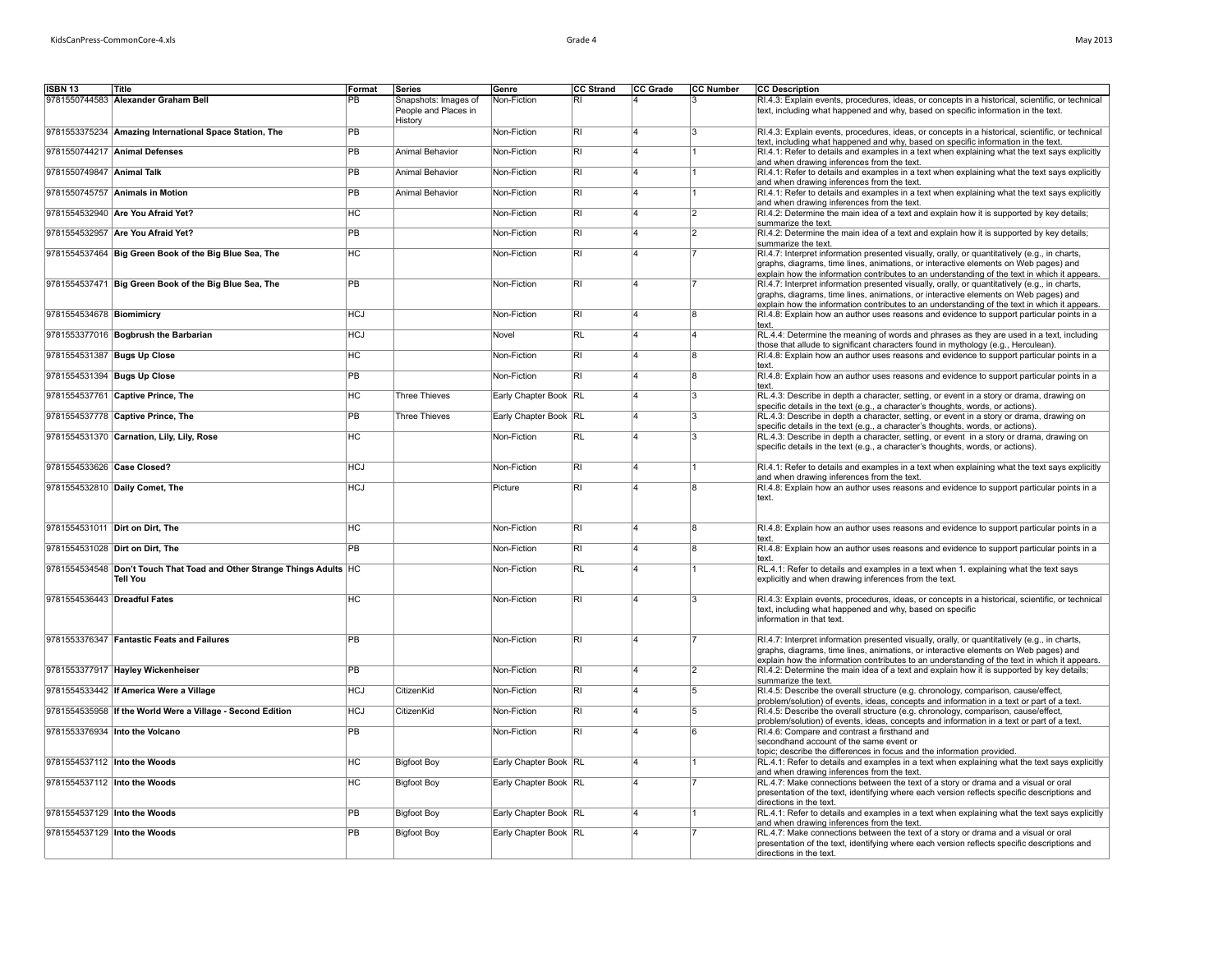| ISBN 13 | Title | Format | Series | Genre | CC Strand | CC Grade | CC Number | CC Description |
|---|---|---|---|---|---|---|---|---|
| 9781550744583 | **Alexander Graham Bell** | PB | Snapshots: Images of People and Places in History | Non-Fiction | RI | 4 | 3 | RI.4.3: Explain events, procedures, ideas, or concepts in a historical, scientific, or technical text, including what happened and why, based on specific information in the text. |
| 9781553375234 | **Amazing International Space Station, The** | PB | | Non-Fiction | RI | 4 | 3 | RI.4.3: Explain events, procedures, ideas, or concepts in a historical, scientific, or technical text, including what happened and why, based on specific information in the text. |
| 9781550744217 | **Animal Defenses** | PB | Animal Behavior | Non-Fiction | RI | 4 | 1 | RI.4.1: Refer to details and examples in a text when explaining what the text says explicitly and when drawing inferences from the text. |
| 9781550749847 | **Animal Talk** | PB | Animal Behavior | Non-Fiction | RI | 4 | 1 | RI.4.1: Refer to details and examples in a text when explaining what the text says explicitly and when drawing inferences from the text. |
| 9781550745757 | **Animals in Motion** | PB | Animal Behavior | Non-Fiction | RI | 4 | 1 | RI.4.1: Refer to details and examples in a text when explaining what the text says explicitly and when drawing inferences from the text. |
| 9781554532940 | **Are You Afraid Yet?** | HC | | Non-Fiction | RI | 4 | 2 | RI.4.2: Determine the main idea of a text and explain how it is supported by key details; summarize the text. |
| 9781554532957 | **Are You Afraid Yet?** | PB | | Non-Fiction | RI | 4 | 2 | RI.4.2: Determine the main idea of a text and explain how it is supported by key details; summarize the text. |
| 9781554537464 | **Big Green Book of the Big Blue Sea, The** | HC | | Non-Fiction | RI | 4 | 7 | RI.4.7: Interpret information presented visually, orally, or quantitatively (e.g., in charts, graphs, diagrams, time lines, animations, or interactive elements on Web pages) and explain how the information contributes to an understanding of the text in which it appears. |
| 9781554537471 | **Big Green Book of the Big Blue Sea, The** | PB | | Non-Fiction | RI | 4 | 7 | RI.4.7: Interpret information presented visually, orally, or quantitatively (e.g., in charts, graphs, diagrams, time lines, animations, or interactive elements on Web pages) and explain how the information contributes to an understanding of the text in which it appears. |
| 9781554534678 | **Biomimicry** | HCJ | | Non-Fiction | RI | 4 | 8 | RI.4.8: Explain how an author uses reasons and evidence to support particular points in a text. |
| 9781553377016 | **Bogbrush the Barbarian** | HCJ | | Novel | RL | 4 | 4 | RL.4.4: Determine the meaning of words and phrases as they are used in a text, including those that allude to significant characters found in mythology (e.g., Herculean). |
| 9781554531387 | **Bugs Up Close** | HC | | Non-Fiction | RI | 4 | 8 | RI.4.8: Explain how an author uses reasons and evidence to support particular points in a text. |
| 9781554531394 | **Bugs Up Close** | PB | | Non-Fiction | RI | 4 | 8 | RI.4.8: Explain how an author uses reasons and evidence to support particular points in a text. |
| 9781554537761 | **Captive Prince, The** | HC | Three Thieves | Early Chapter Book | RL | 4 | 3 | RL.4.3: Describe in depth a character, setting, or event in a story or drama, drawing on specific details in the text (e.g., a character's thoughts, words, or actions). |
| 9781554537778 | **Captive Prince, The** | PB | Three Thieves | Early Chapter Book | RL | 4 | 3 | RL.4.3: Describe in depth a character, setting, or event in a story or drama, drawing on specific details in the text (e.g., a character's thoughts, words, or actions). |
| 9781554531370 | **Carnation, Lily, Lily, Rose** | HC | | Non-Fiction | RL | 4 | 3 | RL.4.3: Describe in depth a character, setting, or event in a story or drama, drawing on specific details in the text (e.g., a character's thoughts, words, or actions). |
| 9781554533626 | **Case Closed?** | HCJ | | Non-Fiction | RI | 4 | 1 | RI.4.1: Refer to details and examples in a text when explaining what the text says explicitly and when drawing inferences from the text. |
| 9781554532810 | **Daily Comet, The** | HCJ | | Picture | RI | 4 | 8 | RI.4.8: Explain how an author uses reasons and evidence to support particular points in a text. |
| 9781554531011 | **Dirt on Dirt, The** | HC | | Non-Fiction | RI | 4 | 8 | RI.4.8: Explain how an author uses reasons and evidence to support particular points in a text. |
| 9781554531028 | **Dirt on Dirt, The** | PB | | Non-Fiction | RI | 4 | 8 | RI.4.8: Explain how an author uses reasons and evidence to support particular points in a text. |
| 9781554534548 | **Don't Touch That Toad and Other Strange Things Adults Tell You** | HC | | Non-Fiction | RL | 4 | 1 | RL.4.1: Refer to details and examples in a text when 1. explaining what the text says explicitly and when drawing inferences from the text. |
| 9781554536443 | **Dreadful Fates** | HC | | Non-Fiction | RI | 4 | 3 | RI.4.3: Explain events, procedures, ideas, or concepts in a historical, scientific, or technical text, including what happened and why, based on specific information in that text. |
| 9781553376347 | **Fantastic Feats and Failures** | PB | | Non-Fiction | RI | 4 | 7 | RI.4.7: Interpret information presented visually, orally, or quantitatively (e.g., in charts, graphs, diagrams, time lines, animations, or interactive elements on Web pages) and explain how the information contributes to an understanding of the text in which it appears. |
| 9781553377917 | **Hayley Wickenheiser** | PB | | Non-Fiction | RI | 4 | 2 | RI.4.2: Determine the main idea of a text and explain how it is supported by key details; summarize the text. |
| 9781554533442 | **If America Were a Village** | HCJ | CitizenKid | Non-Fiction | RI | 4 | 5 | RI.4.5: Describe the overall structure (e.g. chronology, comparison, cause/effect, problem/solution) of events, ideas, concepts and information in a text or part of a text. |
| 9781554535958 | **If the World Were a Village - Second Edition** | HCJ | CitizenKid | Non-Fiction | RI | 4 | 5 | RI.4.5: Describe the overall structure (e.g. chronology, comparison, cause/effect, problem/solution) of events, ideas, concepts and information in a text or part of a text. |
| 9781553376934 | **Into the Volcano** | PB | | Non-Fiction | RI | 4 | 6 | RI.4.6: Compare and contrast a firsthand and secondhand account of the same event or topic; describe the differences in focus and the information provided. |
| 9781554537112 | **Into the Woods** | HC | Bigfoot Boy | Early Chapter Book | RL | 4 | 1 | RL.4.1: Refer to details and examples in a text when explaining what the text says explicitly and when drawing inferences from the text. |
| 9781554537112 | **Into the Woods** | HC | Bigfoot Boy | Early Chapter Book | RL | 4 | 7 | RL.4.7: Make connections between the text of a story or drama and a visual or oral presentation of the text, identifying where each version reflects specific descriptions and directions in the text. |
| 9781554537129 | **Into the Woods** | PB | Bigfoot Boy | Early Chapter Book | RL | 4 | 1 | RL.4.1: Refer to details and examples in a text when explaining what the text says explicitly and when drawing inferences from the text. |
| 9781554537129 | **Into the Woods** | PB | Bigfoot Boy | Early Chapter Book | RL | 4 | 7 | RL.4.7: Make connections between the text of a story or drama and a visual or oral presentation of the text, identifying where each version reflects specific descriptions and directions in the text. |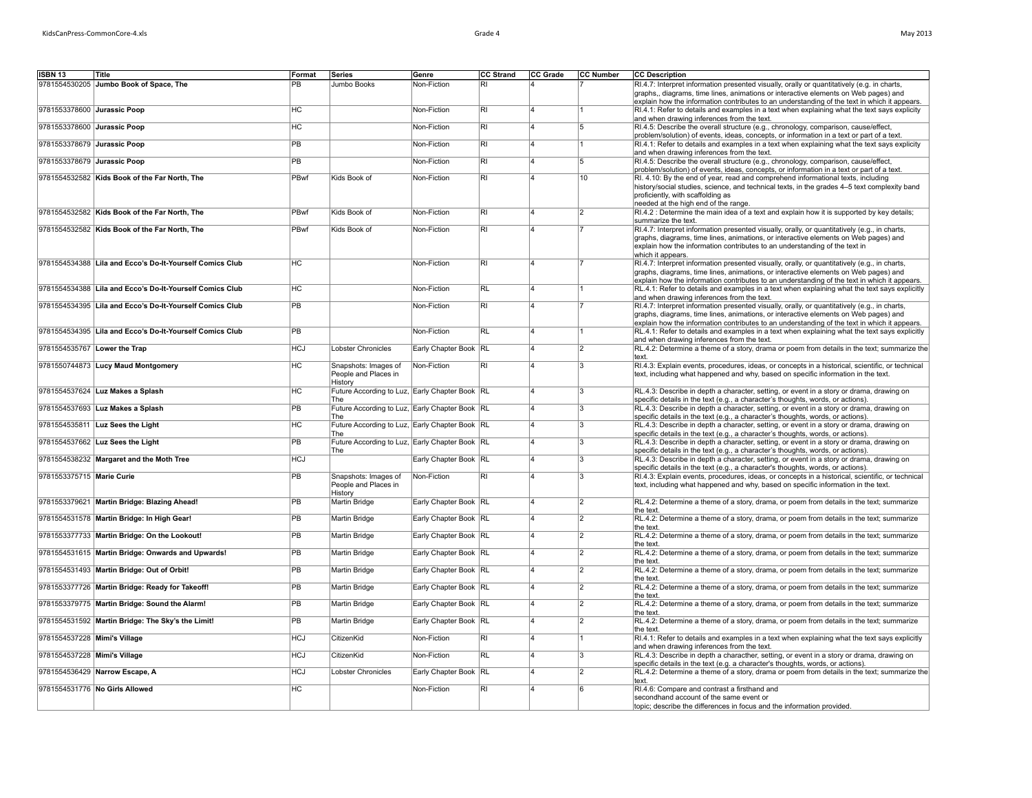| ISBN 13 | Title | Format | Series | Genre | CC Strand | CC Grade | CC Number | CC Description |
|---|---|---|---|---|---|---|---|---|
| 9781554530205 | **Jumbo Book of Space, The** | PB | Jumbo Books | Non-Fiction | RI | 4 | 7 | RI.4.7: Interpret information presented visually, orally or quantitatively (e.g. in charts, graphs,, diagrams, time lines, animations or interactive elements on Web pages) and explain how the information contributes to an understanding of the text in which it appears. |
| 9781553378600 | **Jurassic Poop** | HC | | Non-Fiction | RI | 4 | 1 | RI.4.1: Refer to details and examples in a text when explaining what the text says explicity and when drawing inferences from the text. |
| 9781553378600 | **Jurassic Poop** | HC | | Non-Fiction | RI | 4 | 5 | RI.4.5: Describe the overall structure (e.g., chronology, comparison, cause/effect, problem/solution) of events, ideas, concepts, or information in a text or part of a text. |
| 9781553378679 | **Jurassic Poop** | PB | | Non-Fiction | RI | 4 | 1 | RI.4.1: Refer to details and examples in a text when explaining what the text says explicity and when drawing inferences from the text. |
| 9781553378679 | **Jurassic Poop** | PB | | Non-Fiction | RI | 4 | 5 | RI.4.5: Describe the overall structure (e.g., chronology, comparison, cause/effect, problem/solution) of events, ideas, concepts, or information in a text or part of a text. |
| 9781554532582 | **Kids Book of the Far North, The** | PBwf | Kids Book of | Non-Fiction | RI | 4 | 10 | RI. 4.10: By the end of year, read and comprehend informational texts, including history/social studies, science, and technical texts, in the grades 4–5 text complexity band proficiently, with scaffolding as needed at the high end of the range. |
| 9781554532582 | **Kids Book of the Far North, The** | PBwf | Kids Book of | Non-Fiction | RI | 4 | 2 | RI.4.2 : Determine the main idea of a text and explain how it is supported by key details; summarize the text. |
| 9781554532582 | **Kids Book of the Far North, The** | PBwf | Kids Book of | Non-Fiction | RI | 4 | 7 | RI.4.7: Interpret information presented visually, orally, or quantitatively (e.g., in charts, graphs, diagrams, time lines, animations, or interactive elements on Web pages) and explain how the information contributes to an understanding of the text in which it appears. |
| 9781554534388 | **Lila and Ecco's Do-It-Yourself Comics Club** | HC | | Non-Fiction | RI | 4 | 7 | RI.4.7: Interpret information presented visually, orally, or quantitatively (e.g., in charts, graphs, diagrams, time lines, animations, or interactive elements on Web pages) and explain how the information contributes to an understanding of the text in which it appears. |
| 9781554534388 | **Lila and Ecco's Do-It-Yourself Comics Club** | HC | | Non-Fiction | RL | 4 | 1 | RL.4.1: Refer to details and examples in a text when explaining what the text says explicitly and when drawing inferences from the text. |
| 9781554534395 | **Lila and Ecco's Do-It-Yourself Comics Club** | PB | | Non-Fiction | RI | 4 | 7 | RI.4.7: Interpret information presented visually, orally, or quantitatively (e.g., in charts, graphs, diagrams, time lines, animations, or interactive elements on Web pages) and explain how the information contributes to an understanding of the text in which it appears. |
| 9781554534395 | **Lila and Ecco's Do-It-Yourself Comics Club** | PB | | Non-Fiction | RL | 4 | 1 | RL.4.1: Refer to details and examples in a text when explaining what the text says explicitly and when drawing inferences from the text. |
| 9781554535767 | **Lower the Trap** | HCJ | Lobster Chronicles | Early Chapter Book | RL | 4 | 2 | RL.4.2: Determine a theme of a story, drama or poem from details in the text; summarize the text. |
| 9781550744873 | **Lucy Maud Montgomery** | HC | Snapshots: Images of People and Places in History | Non-Fiction | RI | 4 | 3 | RI.4.3: Explain events, procedures, ideas, or concepts in a historical, scientific, or technical text, including what happened and why, based on specific information in the text. |
| 9781554537624 | **Luz Makes a Splash** | HC | Future According to Luz, The | Early Chapter Book | RL | 4 | 3 | RL.4.3: Describe in depth a character, setting, or event in a story or drama, drawing on specific details in the text (e.g., a character's thoughts, words, or actions). |
| 9781554537693 | **Luz Makes a Splash** | PB | Future According to Luz, The | Early Chapter Book | RL | 4 | 3 | RL.4.3: Describe in depth a character, setting, or event in a story or drama, drawing on specific details in the text (e.g., a character's thoughts, words, or actions). |
| 9781554535811 | **Luz Sees the Light** | HC | Future According to Luz, The | Early Chapter Book | RL | 4 | 3 | RL.4.3: Describe in depth a character, setting, or event in a story or drama, drawing on specific details in the text (e.g., a character's thoughts, words, or actions). |
| 9781554537662 | **Luz Sees the Light** | PB | Future According to Luz, The | Early Chapter Book | RL | 4 | 3 | RL.4.3: Describe in depth a character, setting, or event in a story or drama, drawing on specific details in the text (e.g., a character's thoughts, words, or actions). |
| 9781554538232 | **Margaret and the Moth Tree** | HCJ | | Early Chapter Book | RL | 4 | 3 | RL.4.3: Describe in depth a character, setting, or event in a story or drama, drawing on specific details in the text (e.g., a character's thoughts, words, or actions). |
| 9781553375715 | **Marie Curie** | PB | Snapshots: Images of People and Places in History | Non-Fiction | RI | 4 | 3 | RI.4.3: Explain events, procedures, ideas, or concepts in a historical, scientific, or technical text, including what happened and why, based on specific information in the text. |
| 9781553379621 | **Martin Bridge: Blazing Ahead!** | PB | Martin Bridge | Early Chapter Book | RL | 4 | 2 | RL.4.2: Determine a theme of a story, drama, or poem from details in the text; summarize the text. |
| 9781554531578 | **Martin Bridge: In High Gear!** | PB | Martin Bridge | Early Chapter Book | RL | 4 | 2 | RL.4.2: Determine a theme of a story, drama, or poem from details in the text; summarize the text. |
| 9781553377733 | **Martin Bridge: On the Lookout!** | PB | Martin Bridge | Early Chapter Book | RL | 4 | 2 | RL.4.2: Determine a theme of a story, drama, or poem from details in the text; summarize the text. |
| 9781554531615 | **Martin Bridge: Onwards and Upwards!** | PB | Martin Bridge | Early Chapter Book | RL | 4 | 2 | RL.4.2: Determine a theme of a story, drama, or poem from details in the text; summarize the text. |
| 9781554531493 | **Martin Bridge: Out of Orbit!** | PB | Martin Bridge | Early Chapter Book | RL | 4 | 2 | RL.4.2: Determine a theme of a story, drama, or poem from details in the text; summarize the text. |
| 9781553377726 | **Martin Bridge: Ready for Takeoff!** | PB | Martin Bridge | Early Chapter Book | RL | 4 | 2 | RL.4.2: Determine a theme of a story, drama, or poem from details in the text; summarize the text. |
| 9781553379775 | **Martin Bridge: Sound the Alarm!** | PB | Martin Bridge | Early Chapter Book | RL | 4 | 2 | RL.4.2: Determine a theme of a story, drama, or poem from details in the text; summarize the text. |
| 9781554531592 | **Martin Bridge: The Sky's the Limit!** | PB | Martin Bridge | Early Chapter Book | RL | 4 | 2 | RL.4.2: Determine a theme of a story, drama, or poem from details in the text; summarize the text. |
| 9781554537228 | **Mimi's Village** | HCJ | CitizenKid | Non-Fiction | RI | 4 | 1 | RI.4.1: Refer to details and examples in a text when explaining what the text says explicitly and when drawing inferences from the text. |
| 9781554537228 | **Mimi's Village** | HCJ | CitizenKid | Non-Fiction | RL | 4 | 3 | RL.4.3: Describe in depth a characther, setting, or event in a story or drama, drawing on specific details in the text (e.g. a character's thoughts, words, or actions). |
| 9781554536429 | **Narrow Escape, A** | HCJ | Lobster Chronicles | Early Chapter Book | RL | 4 | 2 | RL.4.2: Determine a theme of a story, drama or poem from details in the text; summarize the text. |
| 9781554531776 | **No Girls Allowed** | HC | | Non-Fiction | RI | 4 | 6 | RI.4.6: Compare and contrast a firsthand and secondhand account of the same event or topic; describe the differences in focus and the information provided. |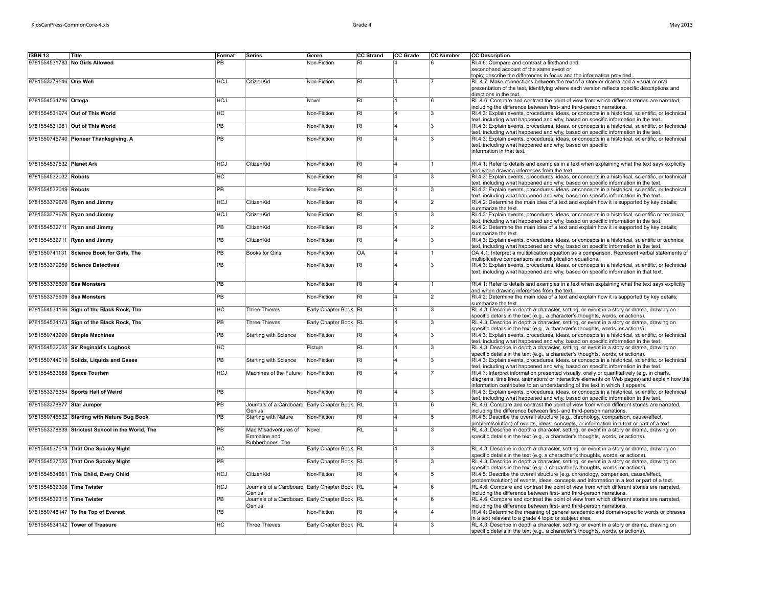| ISBN 13 | Title | Format | Series | Genre | CC Strand | CC Grade | CC Number | CC Description |
|---|---|---|---|---|---|---|---|---|
| 9781554531783 | **No Girls Allowed** | PB | | Non-Fiction | RI | 4 | 6 | RI.4.6: Compare and contrast a firsthand and secondhand account of the same event or topic; describe the differences in focus and the information provided. |
| 9781553379546 | **One Well** | HCJ | CitizenKid | Non-Fiction | RI | 4 | 7 | RL.4.7: Make connections between the text of a story or drama and a visual or oral presentation of the text, identifying where each version reflects specific descriptions and directions in the text. |
| 9781554534746 | **Ortega** | HCJ | | Novel | RL | 4 | 6 | RL.4.6: Compare and contrast the point of view from which different stories are narrated, including the difference between first- and third-person narrations. |
| 9781554531974 | **Out of This World** | HC | | Non-Fiction | RI | 4 | 3 | RI.4.3: Explain events, procedures, ideas, or concepts in a historical, scientific, or technical text, including what happened and why, based on specific information in the text. |
| 9781554531981 | **Out of This World** | PB | | Non-Fiction | RI | 4 | 3 | RI.4.3: Explain events, procedures, ideas, or concepts in a historical, scientific, or technical text, including what happened and why, based on specific information in the text. |
| 9781550745740 | **Pioneer Thanksgiving, A** | PB | | Non-Fiction | RI | 4 | 3 | RI.4.3: Explain events, procedures, ideas, or concepts in a historical, scientific, or technical text, including what happened and why, based on specific information in that text. |
| 9781554537532 | **Planet Ark** | HCJ | CitizenKid | Non-Fiction | RI | 4 | 1 | RI.4.1: Refer to details and examples in a text when explaining what the text says explicitly and when drawing inferences from the text. |
| 9781554532032 | **Robots** | HC | | Non-Fiction | RI | 4 | 3 | RI.4.3: Explain events, procedures, ideas, or concepts in a historical, scientific, or technical text, including what happened and why, based on specific information in the text. |
| 9781554532049 | **Robots** | PB | | Non-Fiction | RI | 4 | 3 | RI.4.3: Explain events, procedures, ideas, or concepts in a historical, scientific, or technical text, including what happened and why, based on specific information in the text. |
| 9781553379676 | **Ryan and Jimmy** | HCJ | CitizenKid | Non-Fiction | RI | 4 | 2 | RI.4.2: Determine the main idea of a text and explain how it is supported by key details; summarize the text. |
| 9781553379676 | **Ryan and Jimmy** | HCJ | CitizenKid | Non-Fiction | RI | 4 | 3 | RI.4.3: Explain events, procedures, ideas, or concepts in a historical, scientific or technical text, including what happened and why, based on specific information in the text. |
| 9781554532711 | **Ryan and Jimmy** | PB | CitizenKid | Non-Fiction | RI | 4 | 2 | RI.4.2: Determine the main idea of a text and explain how it is supported by key details; summarize the text. |
| 9781554532711 | **Ryan and Jimmy** | PB | CitizenKid | Non-Fiction | RI | 4 | 3 | RI.4.3: Explain events, procedures, ideas, or concepts in a historical, scientific or technical text, including what happened and why, based on specific information in the text. |
| 9781550741131 | **Science Book for Girls, The** | PB | Books for Girls | Non-Fiction | OA | 4 | 1 | OA.4.1: Interpret a multiplication equation as a comparison. Represent verbal statements of multiplicative comparisons as multiplication equations. |
| 9781553379959 | **Science Detectives** | PB | | Non-Fiction | RI | 4 | 3 | RI.4.3: Explain events, procedures, ideas, or concepts in a historical, scientific, or technical text, including what happened and why, based on specific information in that text. |
| 9781553375609 | **Sea Monsters** | PB | | Non-Fiction | RI | 4 | 1 | RI.4.1: Refer to details and examples in a text when explaining what the text says explicitly and when drawing inferences from the text. |
| 9781553375609 | **Sea Monsters** | PB | | Non-Fiction | RI | 4 | 2 | RI.4.2: Determine the main idea of a text and explain how it is supported by key details; summarize the text. |
| 9781554534166 | **Sign of the Black Rock, The** | HC | Three Thieves | Early Chapter Book | RL | 4 | 3 | RL.4.3: Describe in depth a character, setting, or event in a story or drama, drawing on specific details in the text (e.g., a character's thoughts, words, or actions). |
| 9781554534173 | **Sign of the Black Rock, The** | PB | Three Thieves | Early Chapter Book | RL | 4 | 3 | RL.4.3: Describe in depth a character, setting, or event in a story or drama, drawing on specific details in the text (e.g., a character's thoughts, words, or actions). |
| 9781550743999 | **Simple Machines** | PB | Starting with Science | Non-Fiction | RI | 4 | 3 | RI.4.3: Explain events, procedures, ideas, or concepts in a historical, scientific, or technical text, including what happened and why, based on specific information in the text. |
| 9781554532025 | **Sir Reginald's Logbook** | HC | | Picture | RL | 4 | 3 | RL.4.3: Describe in depth a character, setting, or event in a story or drama, drawing on specific details in the text (e.g., a character's thoughts, words, or actions). |
| 9781550744019 | **Solids, Liquids and Gases** | PB | Starting with Science | Non-Fiction | RI | 4 | 3 | RI.4.3: Explain events, procedures, ideas, or concepts in a historical, scientific, or technical text, including what happened and why, based on specific information in the text. |
| 9781554533688 | **Space Tourism** | HCJ | Machines of the Future | Non-Fiction | RI | 4 | 7 | RI.4.7: Interpret information presented visually, orally or quantitatively (e.g. in charts, diagrams, time lines, animations or interactive elements on Web pages) and explain how the information contributes to an understanding of the text in which it appears. |
| 9781553376354 | **Sports Hall of Weird** | PB | | Non-Fiction | RI | 4 | 3 | RI.4.3: Explain events, procedures, ideas, or concepts in a historical, scientific, or technical text, including what happened and why, based on specific information in the text. |
| 9781553378877 | **Star Jumper** | PB | Journals of a Cardboard Genius | Early Chapter Book | RL | 4 | 6 | RL.4.6: Compare and contrast the point of view from which different stories are narrated, including the difference between first- and third-person narrations. |
| 9781550746532 | **Starting with Nature Bug Book** | PB | Starting with Nature | Non-Fiction | RI | 4 | 5 | RI.4.5: Describe the overall structure (e.g., chronology, comparison, cause/effect, problem/solution) of events, ideas, concepts, or information in a text or part of a text. |
| 9781553378839 | **Strictest School in the World, The** | PB | Mad Misadventures of Emmaline and Rubberbones, The | Novel | RL | 4 | 3 | RL.4.3: Describe in depth a character, setting, or event in a story or drama, drawing on specific details in the text (e.g., a character's thoughts, words, or actions). |
| 9781554537518 | **That One Spooky Night** | HC | | Early Chapter Book | RL | 4 | 3 | RL.4.3: Describe in depth a character, setting, or event in a story or drama, drawing on specific details in the text (e.g. a charachter's thoughts, words, or actions). |
| 9781554537525 | **That One Spooky Night** | PB | | Early Chapter Book | RL | 4 | 3 | RL.4.3: Describe in depth a character, setting, or event in a story or drama, drawing on specific details in the text (e.g. a charachter's thoughts, words, or actions). |
| 9781554534661 | **This Child, Every Child** | HCJ | CitizenKid | Non-Fiction | RI | 4 | 5 | RI.4.5: Describe the overall structure (e.g. chronology, comparison, cause/effect, problem/solution) of events, ideas, concepts and information in a text or part of a text. |
| 9781554532308 | **Time Twister** | HCJ | Journals of a Cardboard Genius | Early Chapter Book | RL | 4 | 6 | RL.4.6: Compare and contrast the point of view from which different stories are narrated, including the difference between first- and third-person narrations. |
| 9781554532315 | **Time Twister** | PB | Journals of a Cardboard Genius | Early Chapter Book | RL | 4 | 6 | RL.4.6: Compare and contrast the point of view from which different stories are narrated, including the difference between first- and third-person narrations. |
| 9781550748147 | **To the Top of Everest** | PB | | Non-Fiction | RI | 4 | 4 | RI.4.4: Determine the meaning of general academic and domain-specific words or phrases in a text relevant to a grade 4 topic or subject area. |
| 9781554534142 | **Tower of Treasure** | HC | Three Thieves | Early Chapter Book | RL | 4 | 3 | RL.4.3: Describe in depth a character, setting, or event in a story or drama, drawing on specific details in the text (e.g., a character's thoughts, words, or actions). |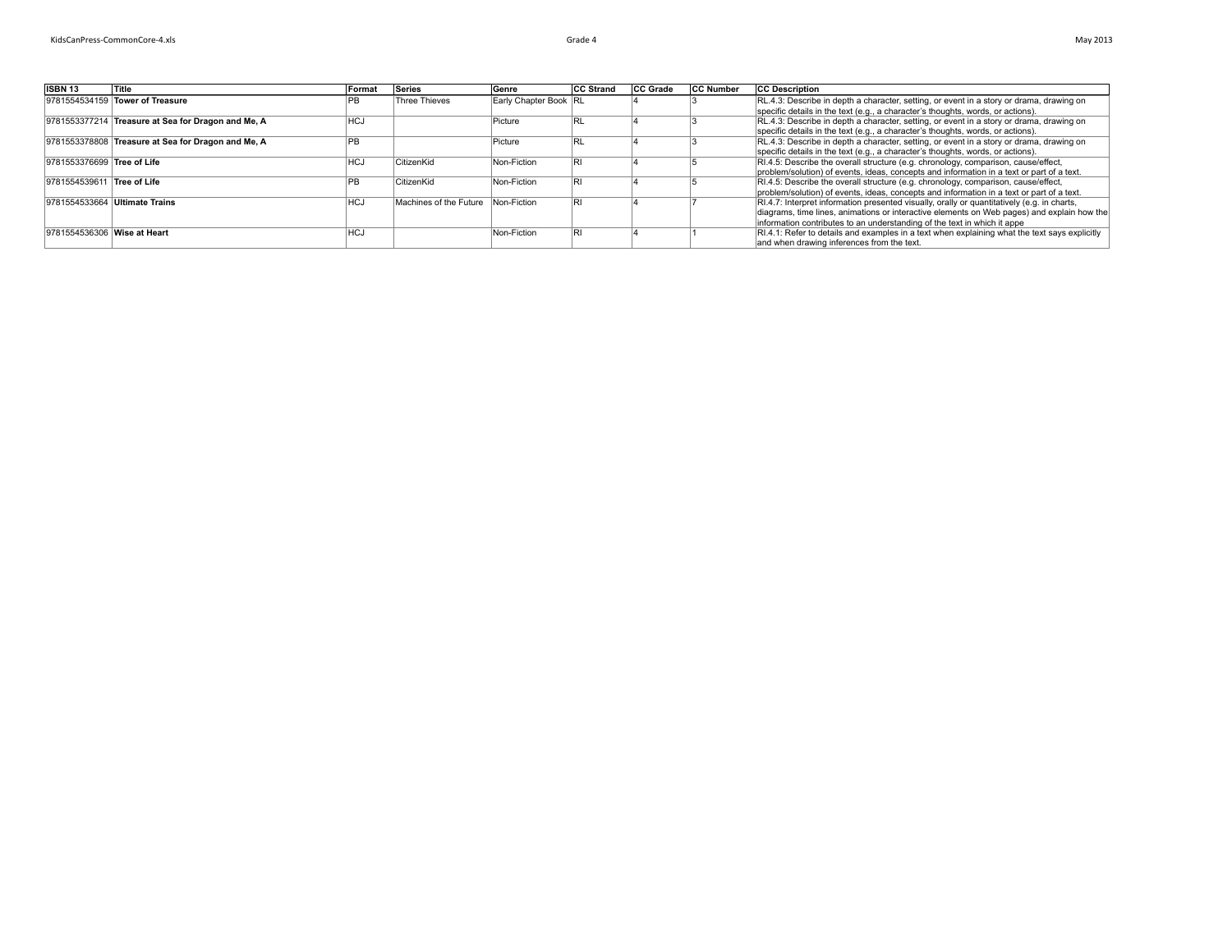| ISBN 13 | Title | Format | Series | Genre | CC Strand | CC Grade | CC Number | CC Description |
|---|---|---|---|---|---|---|---|---|
| 9781554534159 | **Tower of Treasure** | PB | Three Thieves | Early Chapter Book | RL | 4 | 3 | RL.4.3: Describe in depth a character, setting, or event in a story or drama, drawing on specific details in the text (e.g., a character's thoughts, words, or actions). |
| 9781553377214 | **Treasure at Sea for Dragon and Me, A** | HCJ | | Picture | RL | 4 | 3 | RL.4.3: Describe in depth a character, setting, or event in a story or drama, drawing on specific details in the text (e.g., a character's thoughts, words, or actions). |
| 9781553378808 | **Treasure at Sea for Dragon and Me, A** | PB | | Picture | RL | 4 | 3 | RL.4.3: Describe in depth a character, setting, or event in a story or drama, drawing on specific details in the text (e.g., a character's thoughts, words, or actions). |
| 9781553376699 | **Tree of Life** | HCJ | CitizenKid | Non-Fiction | RI | 4 | 5 | RI.4.5: Describe the overall structure (e.g. chronology, comparison, cause/effect, problem/solution) of events, ideas, concepts and information in a text or part of a text. |
| 9781554539611 | **Tree of Life** | PB | CitizenKid | Non-Fiction | RI | 4 | 5 | RI.4.5: Describe the overall structure (e.g. chronology, comparison, cause/effect, problem/solution) of events, ideas, concepts and information in a text or part of a text. |
| 9781554533664 | **Ultimate Trains** | HCJ | Machines of the Future | Non-Fiction | RI | 4 | 7 | RI.4.7: Interpret information presented visually, orally or quantitatively (e.g. in charts, diagrams, time lines, animations or interactive elements on Web pages) and explain how the information contributes to an understanding of the text in which it appe |
| 9781554536306 | **Wise at Heart** | HCJ | | Non-Fiction | RI | 4 | 1 | RI.4.1: Refer to details and examples in a text when explaining what the text says explicitly and when drawing inferences from the text. |